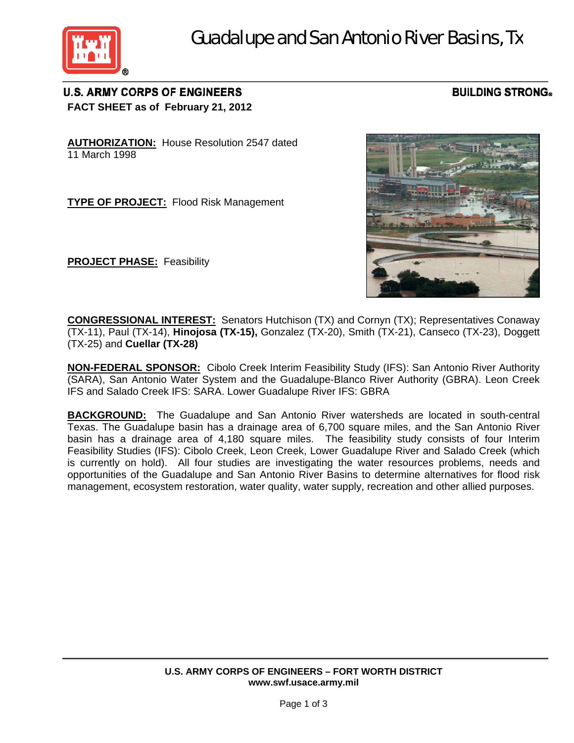# Guadalupe and San Antonio River Basins, Tx

**U.S. ARMY CORPS OF ENGINEERS** **BUILDING STRONG®**

**FACT SHEET as of February 21, 2012**

**AUTHORIZATION:** House Resolution 2547 dated 11 March 1998

**TYPE OF PROJECT:** Flood Risk Management

**PROJECT PHASE:** Feasibility

**CONGRESSIONAL INTEREST:** Senators Hutchison (TX) and Cornyn (TX); Representatives Conaway (TX-11), Paul (TX-14), **Hinojosa (TX-15),** Gonzalez (TX-20), Smith (TX-21), Canseco (TX-23), Doggett (TX-25) and **Cuellar (TX-28)**

**NON-FEDERAL SPONSOR:** Cibolo Creek Interim Feasibility Study (IFS): San Antonio River Authority (SARA), San Antonio Water System and the Guadalupe-Blanco River Authority (GBRA). Leon Creek IFS and Salado Creek IFS: SARA. Lower Guadalupe River IFS: GBRA

**BACKGROUND:** The Guadalupe and San Antonio River watersheds are located in south-central Texas. The Guadalupe basin has a drainage area of 6,700 square miles, and the San Antonio River basin has a drainage area of 4,180 square miles. The feasibility study consists of four Interim Feasibility Studies (IFS): Cibolo Creek, Leon Creek, Lower Guadalupe River and Salado Creek (which is currently on hold). All four studies are investigating the water resources problems, needs and opportunities of the Guadalupe and San Antonio River Basins to determine alternatives for flood risk management, ecosystem restoration, water quality, water supply, recreation and other allied purposes.

**U.S. ARMY CORPS OF ENGINEERS – FORT WORTH DISTRICT**
**www.swf.usace.army.mil**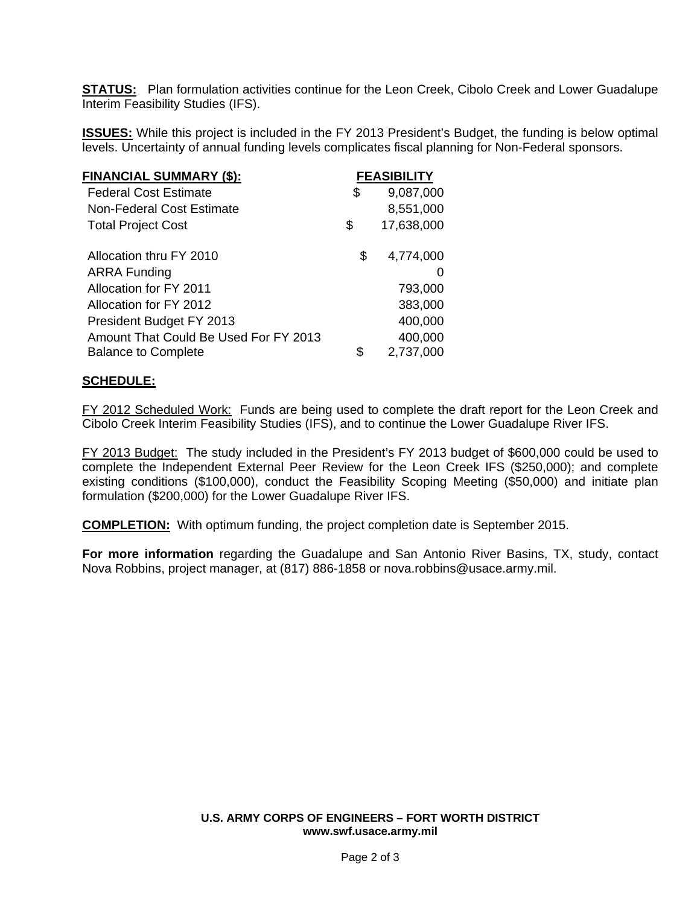**STATUS:** Plan formulation activities continue for the Leon Creek, Cibolo Creek and Lower Guadalupe Interim Feasibility Studies (IFS).

**ISSUES:** While this project is included in the FY 2013 President's Budget, the funding is below optimal levels. Uncertainty of annual funding levels complicates fiscal planning for Non-Federal sponsors.

| **FINANCIAL SUMMARY ($):** | **FEASIBILITY** |
|---|---|
| Federal Cost Estimate | $ 9,087,000 |
| Non-Federal Cost Estimate | 8,551,000 |
| Total Project Cost | $ 17,638,000 |
| | |
| Allocation thru FY 2010 | $ 4,774,000 |
| ARRA Funding | 0 |
| Allocation for FY 2011 | 793,000 |
| Allocation for FY 2012 | 383,000 |
| President Budget FY 2013 | 400,000 |
| Amount That Could Be Used For FY 2013 | 400,000 |
| Balance to Complete | $ 2,737,000 |

**SCHEDULE:**

FY 2012 Scheduled Work: Funds are being used to complete the draft report for the Leon Creek and Cibolo Creek Interim Feasibility Studies (IFS), and to continue the Lower Guadalupe River IFS.

FY 2013 Budget: The study included in the President's FY 2013 budget of $600,000 could be used to complete the Independent External Peer Review for the Leon Creek IFS ($250,000); and complete existing conditions ($100,000), conduct the Feasibility Scoping Meeting ($50,000) and initiate plan formulation ($200,000) for the Lower Guadalupe River IFS.

**COMPLETION:** With optimum funding, the project completion date is September 2015.

**For more information** regarding the Guadalupe and San Antonio River Basins, TX, study, contact Nova Robbins, project manager, at (817) 886-1858 or nova.robbins@usace.army.mil.

**U.S. ARMY CORPS OF ENGINEERS – FORT WORTH DISTRICT**
**www.swf.usace.army.mil**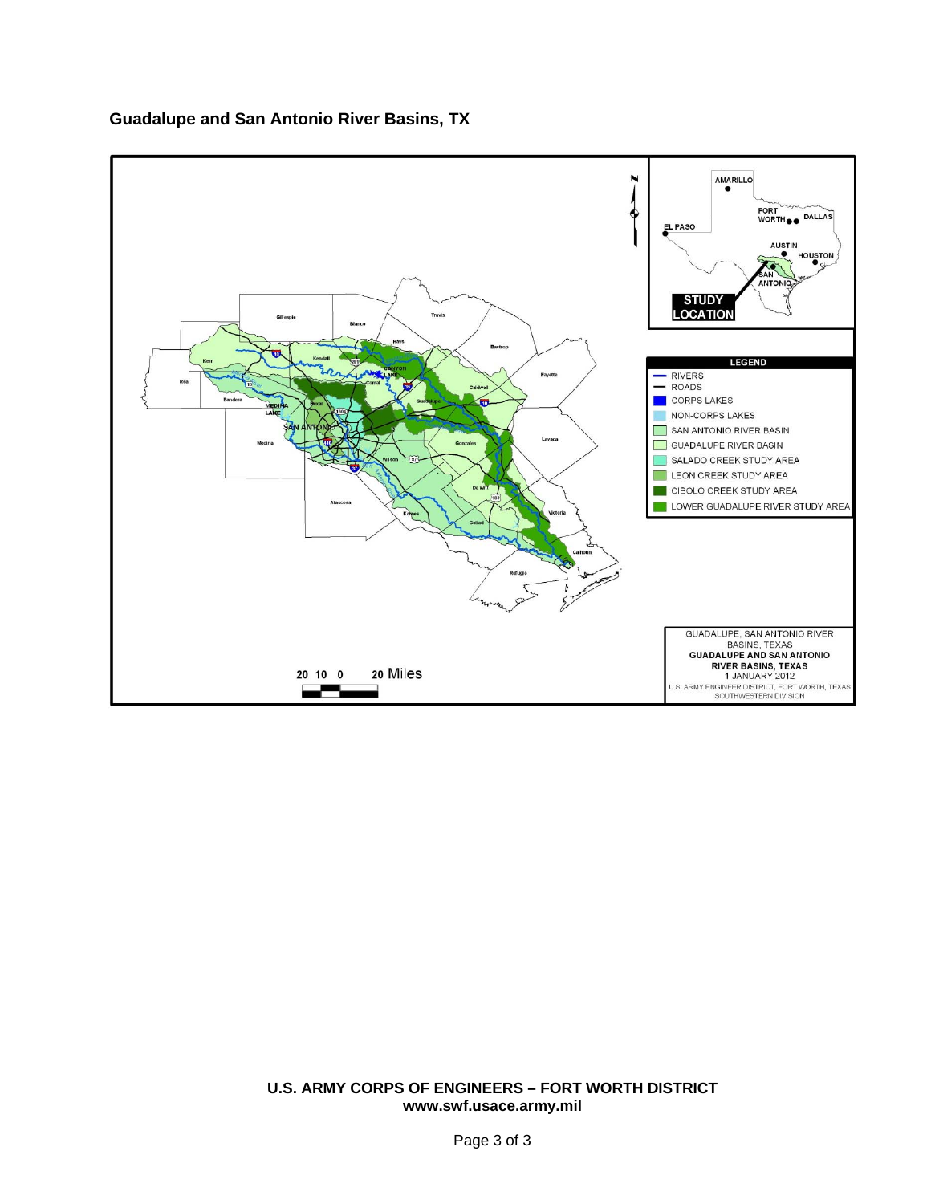**Guadalupe and San Antonio River Basins, TX**

LEGEND
RIVERS
ROADS
CORPS LAKES
NON-CORPS LAKES
SAN ANTONIO RIVER BASIN
GUADALUPE RIVER BASIN
SALADO CREEK STUDY AREA
LEON CREEK STUDY AREA
CIBOLO CREEK STUDY AREA
LOWER GUADALUPE RIVER STUDY AREA

AMARILLO
FORT WORTH
DALLAS
EL PASO
AUSTIN
HOUSTON
SAN ANTONIO
STUDY LOCATION

Gillespie
Blanco
Travis
Hays
Bastrop
Kerr
Kendall
Real
Bandera
Comal
CANYON LAKE
Caldwell
Fayette
Guadalupe
MEDINA LAKE
Bexar
SAN ANTONIO
Medina
Gonzales
Lavaca
Wilson
De Witt
Atascosa
Karnes
Victoria
Goliad
Calhoun
Refugio

20 10 0 20 Miles

GUADALUPE, SAN ANTONIO RIVER BASINS, TEXAS
GUADALUPE AND SAN ANTONIO RIVER BASINS, TEXAS
1 JANUARY 2012
U.S. ARMY ENGINEER DISTRICT, FORT WORTH, TEXAS
SOUTHWESTERN DIVISION

**U.S. ARMY CORPS OF ENGINEERS – FORT WORTH DISTRICT**
**www.swf.usace.army.mil**